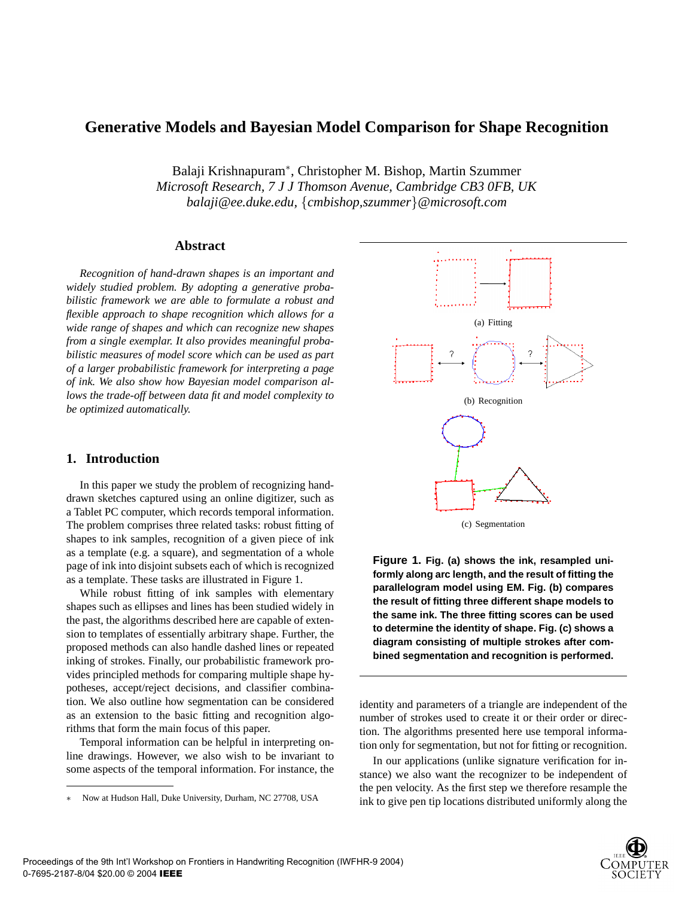# Generative Models and Bayesian Model Comparison for Shape Recognition

Balaji Krishnapuram*, Christopher M. Bishop, Martin Szummer
*Microsoft Research, 7 J J Thomson Avenue, Cambridge CB3 0FB, UK*
*balaji@ee.duke.edu, {cmbishop,szummer}@microsoft.com*

## Abstract

*Recognition of hand-drawn shapes is an important and widely studied problem. By adopting a generative probabilistic framework we are able to formulate a robust and flexible approach to shape recognition which allows for a wide range of shapes and which can recognize new shapes from a single exemplar. It also provides meaningful probabilistic measures of model score which can be used as part of a larger probabilistic framework for interpreting a page of ink. We also show how Bayesian model comparison allows the trade-off between data fit and model complexity to be optimized automatically.*

## 1. Introduction

In this paper we study the problem of recognizing hand-drawn sketches captured using an online digitizer, such as a Tablet PC computer, which records temporal information. The problem comprises three related tasks: robust fitting of shapes to ink samples, recognition of a given piece of ink as a template (e.g. a square), and segmentation of a whole page of ink into disjoint subsets each of which is recognized as a template. These tasks are illustrated in Figure 1.

While robust fitting of ink samples with elementary shapes such as ellipses and lines has been studied widely in the past, the algorithms described here are capable of extension to templates of essentially arbitrary shape. Further, the proposed methods can also handle dashed lines or repeated inking of strokes. Finally, our probabilistic framework provides principled methods for comparing multiple shape hypotheses, accept/reject decisions, and classifier combination. We also outline how segmentation can be considered as an extension to the basic fitting and recognition algorithms that form the main focus of this paper.

Temporal information can be helpful in interpreting online drawings. However, we also wish to be invariant to some aspects of the temporal information. For instance, the identity and parameters of a triangle are independent of the number of strokes used to create it or their order or direction. The algorithms presented here use temporal information only for segmentation, but not for fitting or recognition.

In our applications (unlike signature verification for instance) we also want the recognizer to be independent of the pen velocity. As the first step we therefore resample the ink to give pen tip locations distributed uniformly along the

(a) Fitting

(b) Recognition

(c) Segmentation

**Figure 1. Fig. (a) shows the ink, resampled uniformly along arc length, and the result of fitting the parallelogram model using EM. Fig. (b) compares the result of fitting three different shape models to the same ink. The three fitting scores can be used to determine the identity of shape. Fig. (c) shows a diagram consisting of multiple strokes after combined segmentation and recognition is performed.**

---

* Now at Hudson Hall, Duke University, Durham, NC 27708, USA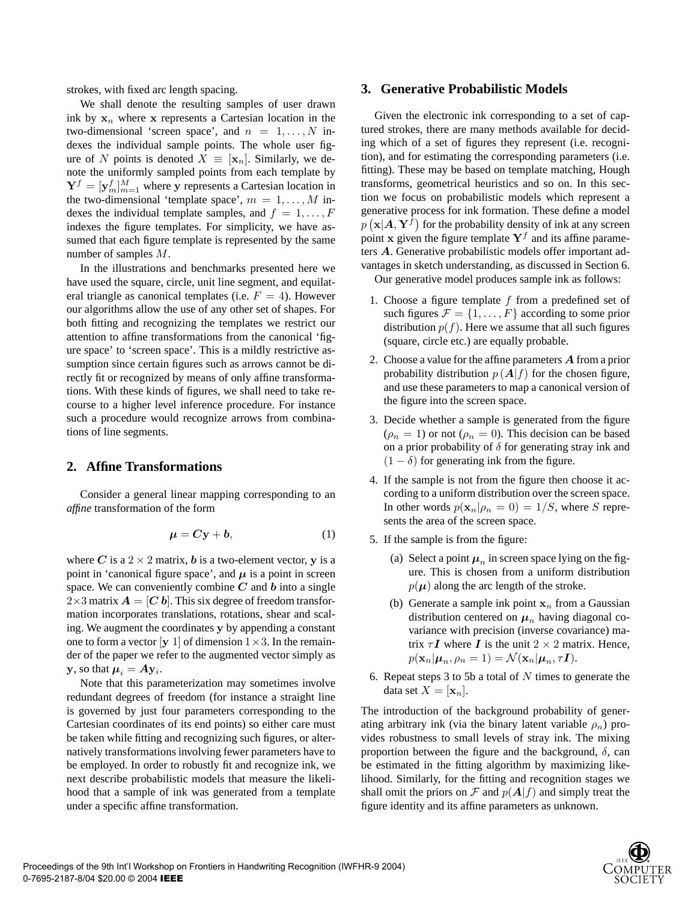strokes, with fixed arc length spacing.

We shall denote the resulting samples of user drawn ink by $\mathbf{x}_n$ where $\mathbf{x}$ represents a Cartesian location in the two-dimensional 'screen space', and $n = 1, \ldots, N$ indexes the individual sample points. The whole user figure of $N$ points is denoted $X \equiv [\mathbf{x}_n]$. Similarly, we denote the uniformly sampled points from each template by $\mathbf{Y}^f = [\mathbf{y}_m^f]_{m=1}^M$ where $\mathbf{y}$ represents a Cartesian location in the two-dimensional 'template space', $m = 1, \ldots, M$ indexes the individual template samples, and $f = 1, \ldots, F$ indexes the figure templates. For simplicity, we have assumed that each figure template is represented by the same number of samples $M$.

In the illustrations and benchmarks presented here we have used the square, circle, unit line segment, and equilateral triangle as canonical templates (i.e. $F = 4$). However our algorithms allow the use of any other set of shapes. For both fitting and recognizing the templates we restrict our attention to affine transformations from the canonical 'figure space' to 'screen space'. This is a mildly restrictive assumption since certain figures such as arrows cannot be directly fit or recognized by means of only affine transformations. With these kinds of figures, we shall need to take recourse to a higher level inference procedure. For instance such a procedure would recognize arrows from combinations of line segments.

## 2. Affine Transformations

Consider a general linear mapping corresponding to an *affine* transformation of the form

$$\boldsymbol{\mu} = \boldsymbol{C}\mathbf{y} + \boldsymbol{b}, \tag{1}$$

where $\boldsymbol{C}$ is a $2 \times 2$ matrix, $\boldsymbol{b}$ is a two-element vector, $\mathbf{y}$ is a point in 'canonical figure space', and $\boldsymbol{\mu}$ is a point in screen space. We can conveniently combine $\boldsymbol{C}$ and $\boldsymbol{b}$ into a single $2 \times 3$ matrix $\boldsymbol{A} = [\boldsymbol{C}\, \boldsymbol{b}]$. This six degree of freedom transformation incorporates translations, rotations, shear and scaling. We augment the coordinates $\mathbf{y}$ by appending a constant one to form a vector $[\mathbf{y}\ 1]$ of dimension $1 \times 3$. In the remainder of the paper we refer to the augmented vector simply as $\mathbf{y}$, so that $\boldsymbol{\mu}_i = \boldsymbol{A}\mathbf{y}_i$.

Note that this parameterization may sometimes involve redundant degrees of freedom (for instance a straight line is governed by just four parameters corresponding to the Cartesian coordinates of its end points) so either care must be taken while fitting and recognizing such figures, or alternatively transformations involving fewer parameters have to be employed. In order to robustly fit and recognize ink, we next describe probabilistic models that measure the likelihood that a sample of ink was generated from a template under a specific affine transformation.

## 3. Generative Probabilistic Models

Given the electronic ink corresponding to a set of captured strokes, there are many methods available for deciding which of a set of figures they represent (i.e. recognition), and for estimating the corresponding parameters (i.e. fitting). These may be based on template matching, Hough transforms, geometrical heuristics and so on. In this section we focus on probabilistic models which represent a generative process for ink formation. These define a model $p\left(\mathbf{x}|\boldsymbol{A}, \mathbf{Y}^f\right)$ for the probability density of ink at any screen point $\mathbf{x}$ given the figure template $\mathbf{Y}^f$ and its affine parameters $\boldsymbol{A}$. Generative probabilistic models offer important advantages in sketch understanding, as discussed in Section 6.

Our generative model produces sample ink as follows:

1. Choose a figure template $f$ from a predefined set of such figures $\mathcal{F} = \{1, \ldots, F\}$ according to some prior distribution $p(f)$. Here we assume that all such figures (square, circle etc.) are equally probable.
2. Choose a value for the affine parameters $\boldsymbol{A}$ from a prior probability distribution $p\left(\boldsymbol{A}|f\right)$ for the chosen figure, and use these parameters to map a canonical version of the figure into the screen space.
3. Decide whether a sample is generated from the figure ($\rho_n = 1$) or not ($\rho_n = 0$). This decision can be based on a prior probability of $\delta$ for generating stray ink and $(1 - \delta)$ for generating ink from the figure.
4. If the sample is not from the figure then choose it according to a uniform distribution over the screen space. In other words $p(\mathbf{x}_n|\rho_n = 0) = 1/S$, where $S$ represents the area of the screen space.
5. If the sample is from the figure:
   (a) Select a point $\boldsymbol{\mu}_n$ in screen space lying on the figure. This is chosen from a uniform distribution $p(\boldsymbol{\mu})$ along the arc length of the stroke.
   (b) Generate a sample ink point $\mathbf{x}_n$ from a Gaussian distribution centered on $\boldsymbol{\mu}_n$ having diagonal covariance with precision (inverse covariance) matrix $\tau\boldsymbol{I}$ where $\boldsymbol{I}$ is the unit $2 \times 2$ matrix. Hence, $p(\mathbf{x}_n|\boldsymbol{\mu}_n, \rho_n = 1) = \mathcal{N}(\mathbf{x}_n|\boldsymbol{\mu}_n, \tau\boldsymbol{I})$.
6. Repeat steps 3 to 5b a total of $N$ times to generate the data set $X = [\mathbf{x}_n]$.

The introduction of the background probability of generating arbitrary ink (via the binary latent variable $\rho_n$) provides robustness to small levels of stray ink. The mixing proportion between the figure and the background, $\delta$, can be estimated in the fitting algorithm by maximizing likelihood. Similarly, for the fitting and recognition stages we shall omit the priors on $\mathcal{F}$ and $p(\boldsymbol{A}|f)$ and simply treat the figure identity and its affine parameters as unknown.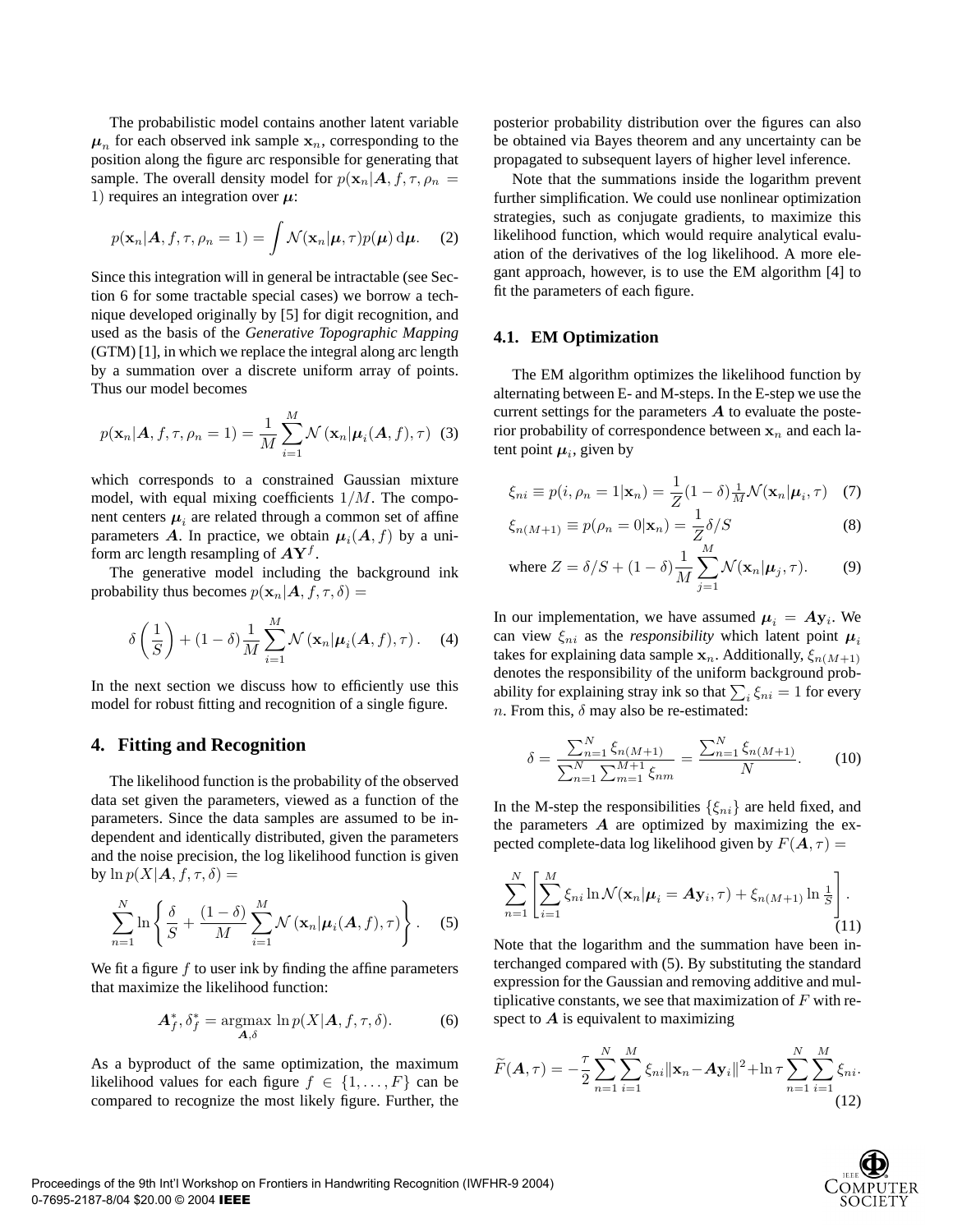The probabilistic model contains another latent variable $\boldsymbol{\mu}_n$ for each observed ink sample $\mathbf{x}_n$, corresponding to the position along the figure arc responsible for generating that sample. The overall density model for $p(\mathbf{x}_n|\boldsymbol{A}, f, \tau, \rho_n = 1)$ requires an integration over $\boldsymbol{\mu}$:

$$p(\mathbf{x}_n|\boldsymbol{A}, f, \tau, \rho_n = 1) = \int \mathcal{N}(\mathbf{x}_n|\boldsymbol{\mu}, \tau) p(\boldsymbol{\mu}) \, \mathrm{d}\boldsymbol{\mu}. \quad (2)$$

Since this integration will in general be intractable (see Section 6 for some tractable special cases) we borrow a technique developed originally by [5] for digit recognition, and used as the basis of the *Generative Topographic Mapping* (GTM) [1], in which we replace the integral along arc length by a summation over a discrete uniform array of points. Thus our model becomes

$$p(\mathbf{x}_n|\boldsymbol{A}, f, \tau, \rho_n = 1) = \frac{1}{M} \sum_{i=1}^{M} \mathcal{N}\left(\mathbf{x}_n|\boldsymbol{\mu}_i(\boldsymbol{A}, f), \tau\right) \quad (3)$$

which corresponds to a constrained Gaussian mixture model, with equal mixing coefficients $1/M$. The component centers $\boldsymbol{\mu}_i$ are related through a common set of affine parameters $\boldsymbol{A}$. In practice, we obtain $\boldsymbol{\mu}_i(\boldsymbol{A}, f)$ by a uniform arc length resampling of $\boldsymbol{A}\mathbf{Y}^f$.

The generative model including the background ink probability thus becomes $p(\mathbf{x}_n|\boldsymbol{A}, f, \tau, \delta) =$

$$\delta\left(\frac{1}{S}\right) + (1-\delta)\frac{1}{M}\sum_{i=1}^{M} \mathcal{N}\left(\mathbf{x}_n|\boldsymbol{\mu}_i(\boldsymbol{A}, f), \tau\right). \quad (4)$$

In the next section we discuss how to efficiently use this model for robust fitting and recognition of a single figure.

## 4. Fitting and Recognition

The likelihood function is the probability of the observed data set given the parameters, viewed as a function of the parameters. Since the data samples are assumed to be independent and identically distributed, given the parameters and the noise precision, the log likelihood function is given by $\ln p(X|\boldsymbol{A}, f, \tau, \delta) =$

$$\sum_{n=1}^{N} \ln\left\{\frac{\delta}{S} + \frac{(1-\delta)}{M}\sum_{i=1}^{M} \mathcal{N}\left(\mathbf{x}_n|\boldsymbol{\mu}_i(\boldsymbol{A}, f), \tau\right)\right\}. \quad (5)$$

We fit a figure $f$ to user ink by finding the affine parameters that maximize the likelihood function:

$$\boldsymbol{A}_f^*, \delta_f^* = \underset{\boldsymbol{A}, \delta}{\operatorname{argmax}} \ln p(X|\boldsymbol{A}, f, \tau, \delta). \quad (6)$$

As a byproduct of the same optimization, the maximum likelihood values for each figure $f \in \{1, \ldots, F\}$ can be compared to recognize the most likely figure. Further, the posterior probability distribution over the figures can also be obtained via Bayes theorem and any uncertainty can be propagated to subsequent layers of higher level inference.

Note that the summations inside the logarithm prevent further simplification. We could use nonlinear optimization strategies, such as conjugate gradients, to maximize this likelihood function, which would require analytical evaluation of the derivatives of the log likelihood. A more elegant approach, however, is to use the EM algorithm [4] to fit the parameters of each figure.

### 4.1. EM Optimization

The EM algorithm optimizes the likelihood function by alternating between E- and M-steps. In the E-step we use the current settings for the parameters $\boldsymbol{A}$ to evaluate the posterior probability of correspondence between $\mathbf{x}_n$ and each latent point $\boldsymbol{\mu}_i$, given by

$$\xi_{ni} \equiv p(i, \rho_n = 1|\mathbf{x}_n) = \frac{1}{Z}(1-\delta)\tfrac{1}{M}\mathcal{N}(\mathbf{x}_n|\boldsymbol{\mu}_i, \tau) \quad (7)$$

$$\xi_{n(M+1)} \equiv p(\rho_n = 0|\mathbf{x}_n) = \frac{1}{Z}\delta/S \quad (8)$$

$$\text{where } Z = \delta/S + (1-\delta)\frac{1}{M}\sum_{j=1}^{M}\mathcal{N}(\mathbf{x}_n|\boldsymbol{\mu}_j, \tau). \quad (9)$$

In our implementation, we have assumed $\boldsymbol{\mu}_i = \boldsymbol{A}\mathbf{y}_i$. We can view $\xi_{ni}$ as the *responsibility* which latent point $\boldsymbol{\mu}_i$ takes for explaining data sample $\mathbf{x}_n$. Additionally, $\xi_{n(M+1)}$ denotes the responsibility of the uniform background probability for explaining stray ink so that $\sum_i \xi_{ni} = 1$ for every $n$. From this, $\delta$ may also be re-estimated:

$$\delta = \frac{\sum_{n=1}^{N} \xi_{n(M+1)}}{\sum_{n=1}^{N}\sum_{m=1}^{M+1} \xi_{nm}} = \frac{\sum_{n=1}^{N} \xi_{n(M+1)}}{N}. \quad (10)$$

In the M-step the responsibilities $\{\xi_{ni}\}$ are held fixed, and the parameters $\boldsymbol{A}$ are optimized by maximizing the expected complete-data log likelihood given by $F(\boldsymbol{A}, \tau) =$

$$\sum_{n=1}^{N}\left[\sum_{i=1}^{M} \xi_{ni} \ln \mathcal{N}(\mathbf{x}_n|\boldsymbol{\mu}_i = \boldsymbol{A}\mathbf{y}_i, \tau) + \xi_{n(M+1)} \ln \tfrac{1}{S}\right]. \quad (11)$$

Note that the logarithm and the summation have been interchanged compared with (5). By substituting the standard expression for the Gaussian and removing additive and multiplicative constants, we see that maximization of $F$ with respect to $\boldsymbol{A}$ is equivalent to maximizing

$$\widetilde{F}(\boldsymbol{A}, \tau) = -\frac{\tau}{2}\sum_{n=1}^{N}\sum_{i=1}^{M} \xi_{ni}\|\mathbf{x}_n - \boldsymbol{A}\mathbf{y}_i\|^2 + \ln\tau\sum_{n=1}^{N}\sum_{i=1}^{M}\xi_{ni}. \quad (12)$$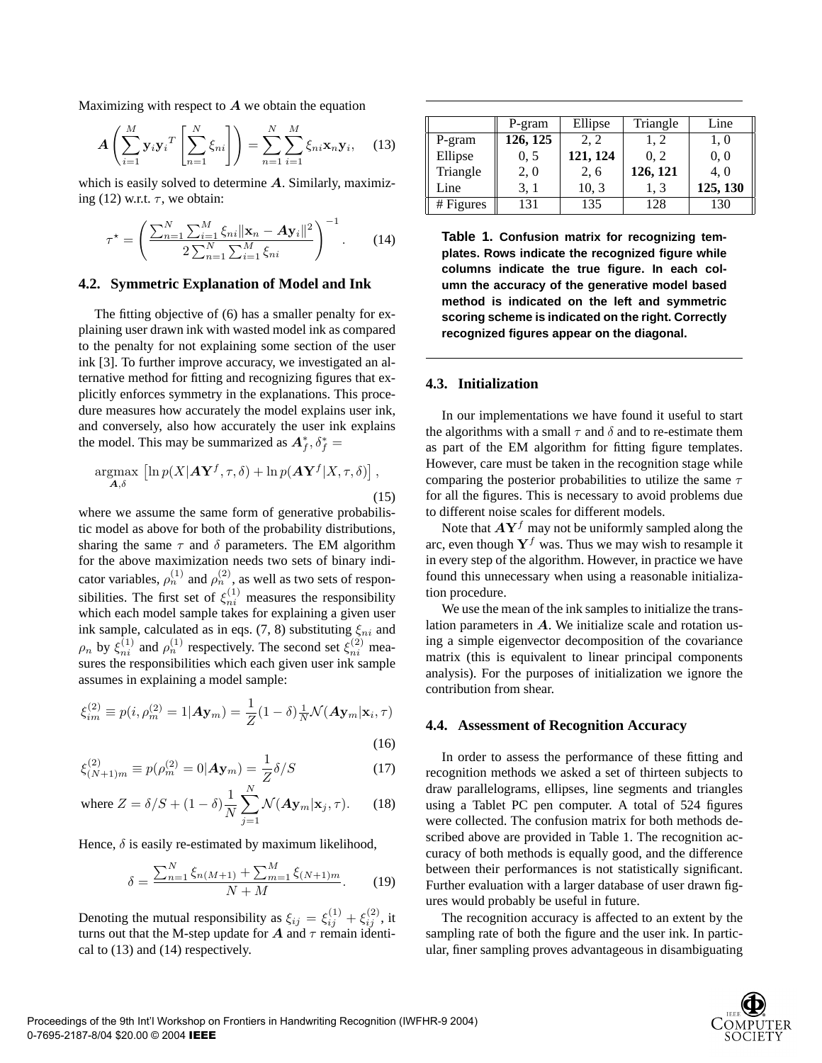Maximizing with respect to $\boldsymbol{A}$ we obtain the equation

$$\boldsymbol{A}\left(\sum_{i=1}^{M} \mathbf{y}_i \mathbf{y}_i{}^T \left[\sum_{n=1}^{N} \xi_{ni}\right]\right) = \sum_{n=1}^{N}\sum_{i=1}^{M} \xi_{ni} \mathbf{x}_n \mathbf{y}_i, \quad (13)$$

which is easily solved to determine $\boldsymbol{A}$. Similarly, maximizing (12) w.r.t. $\tau$, we obtain:

$$\tau^{\star} = \left(\frac{\sum_{n=1}^{N}\sum_{i=1}^{M} \xi_{ni} \|\mathbf{x}_n - \boldsymbol{A}\mathbf{y}_i\|^2}{2\sum_{n=1}^{N}\sum_{i=1}^{M} \xi_{ni}}\right)^{-1}. \quad (14)$$

### 4.2. Symmetric Explanation of Model and Ink

The fitting objective of (6) has a smaller penalty for explaining user drawn ink with wasted model ink as compared to the penalty for not explaining some section of the user ink [3]. To further improve accuracy, we investigated an alternative method for fitting and recognizing figures that explicitly enforces symmetry in the explanations. This procedure measures how accurately the model explains user ink, and conversely, also how accurately the user ink explains the model. This may be summarized as $\boldsymbol{A}_f^*, \delta_f^* =$

$$\underset{\boldsymbol{A},\delta}{\operatorname{argmax}} \left[\ln p(X|\boldsymbol{A}\mathbf{Y}^f, \tau, \delta) + \ln p(\boldsymbol{A}\mathbf{Y}^f|X, \tau, \delta)\right], \quad (15)$$

where we assume the same form of generative probabilistic model as above for both of the probability distributions, sharing the same $\tau$ and $\delta$ parameters. The EM algorithm for the above maximization needs two sets of binary indicator variables, $\rho_n^{(1)}$ and $\rho_n^{(2)}$, as well as two sets of responsibilities. The first set of $\xi_{ni}^{(1)}$ measures the responsibility which each model sample takes for explaining a given user ink sample, calculated as in eqs. (7, 8) substituting $\xi_{ni}$ and $\rho_n$ by $\xi_{ni}^{(1)}$ and $\rho_n^{(1)}$ respectively. The second set $\xi_{ni}^{(2)}$ measures the responsibilities which each given user ink sample assumes in explaining a model sample:

$$\xi_{im}^{(2)} \equiv p(i, \rho_m^{(2)} = 1|\boldsymbol{A}\mathbf{y}_m) = \frac{1}{Z}(1-\delta)\tfrac{1}{N}\mathcal{N}(\boldsymbol{A}\mathbf{y}_m|\mathbf{x}_i, \tau) \quad (16)$$

$$\xi_{(N+1)m}^{(2)} \equiv p(\rho_m^{(2)} = 0|\boldsymbol{A}\mathbf{y}_m) = \frac{1}{Z}\delta/S \quad (17)$$

$$\text{where } Z = \delta/S + (1-\delta)\frac{1}{N}\sum_{j=1}^{N}\mathcal{N}(\boldsymbol{A}\mathbf{y}_m|\mathbf{x}_j, \tau). \quad (18)$$

Hence, $\delta$ is easily re-estimated by maximum likelihood,

$$\delta = \frac{\sum_{n=1}^{N}\xi_{n(M+1)} + \sum_{m=1}^{M}\xi_{(N+1)m}}{N+M}. \quad (19)$$

Denoting the mutual responsibility as $\xi_{ij} = \xi_{ij}^{(1)} + \xi_{ij}^{(2)}$, it turns out that the M-step update for $\boldsymbol{A}$ and $\tau$ remain identical to (13) and (14) respectively.

| | P-gram | Ellipse | Triangle | Line |
|---|---|---|---|---|
| P-gram | **126, 125** | 2, 2 | 1, 2 | 1, 0 |
| Ellipse | 0, 5 | **121, 124** | 0, 2 | 0, 0 |
| Triangle | 2, 0 | 2, 6 | **126, 121** | 4, 0 |
| Line | 3, 1 | 10, 3 | 1, 3 | **125, 130** |
| # Figures | 131 | 135 | 128 | 130 |

**Table 1. Confusion matrix for recognizing templates. Rows indicate the recognized figure while columns indicate the true figure. In each column the accuracy of the generative model based method is indicated on the left and symmetric scoring scheme is indicated on the right. Correctly recognized figures appear on the diagonal.**

### 4.3. Initialization

In our implementations we have found it useful to start the algorithms with a small $\tau$ and $\delta$ and to re-estimate them as part of the EM algorithm for fitting figure templates. However, care must be taken in the recognition stage while comparing the posterior probabilities to utilize the same $\tau$ for all the figures. This is necessary to avoid problems due to different noise scales for different models.

Note that $\boldsymbol{A}\mathbf{Y}^f$ may not be uniformly sampled along the arc, even though $\mathbf{Y}^f$ was. Thus we may wish to resample it in every step of the algorithm. However, in practice we have found this unnecessary when using a reasonable initialization procedure.

We use the mean of the ink samples to initialize the translation parameters in $\boldsymbol{A}$. We initialize scale and rotation using a simple eigenvector decomposition of the covariance matrix (this is equivalent to linear principal components analysis). For the purposes of initialization we ignore the contribution from shear.

### 4.4. Assessment of Recognition Accuracy

In order to assess the performance of these fitting and recognition methods we asked a set of thirteen subjects to draw parallelograms, ellipses, line segments and triangles using a Tablet PC pen computer. A total of 524 figures were collected. The confusion matrix for both methods described above are provided in Table 1. The recognition accuracy of both methods is equally good, and the difference between their performances is not statistically significant. Further evaluation with a larger database of user drawn figures would probably be useful in future.

The recognition accuracy is affected to an extent by the sampling rate of both the figure and the user ink. In particular, finer sampling proves advantageous in disambiguating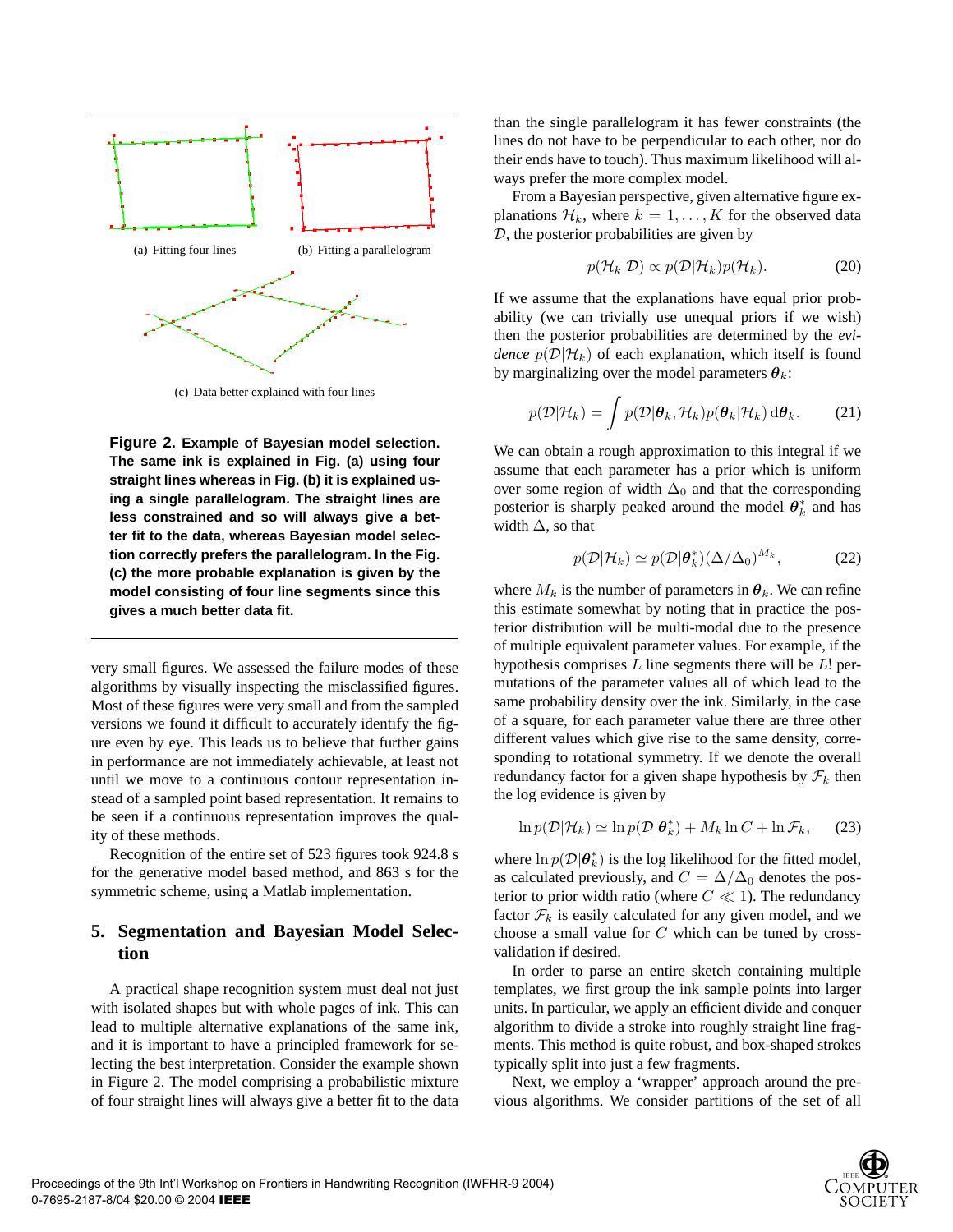(a) Fitting four lines

(b) Fitting a parallelogram

(c) Data better explained with four lines

**Figure 2. Example of Bayesian model selection. The same ink is explained in Fig. (a) using four straight lines whereas in Fig. (b) it is explained using a single parallelogram. The straight lines are less constrained and so will always give a better fit to the data, whereas Bayesian model selection correctly prefers the parallelogram. In the Fig. (c) the more probable explanation is given by the model consisting of four line segments since this gives a much better data fit.**

very small figures. We assessed the failure modes of these algorithms by visually inspecting the misclassified figures. Most of these figures were very small and from the sampled versions we found it difficult to accurately identify the figure even by eye. This leads us to believe that further gains in performance are not immediately achievable, at least not until we move to a continuous contour representation instead of a sampled point based representation. It remains to be seen if a continuous representation improves the quality of these methods.

Recognition of the entire set of 523 figures took 924.8 s for the generative model based method, and 863 s for the symmetric scheme, using a Matlab implementation.

## 5. Segmentation and Bayesian Model Selection

A practical shape recognition system must deal not just with isolated shapes but with whole pages of ink. This can lead to multiple alternative explanations of the same ink, and it is important to have a principled framework for selecting the best interpretation. Consider the example shown in Figure 2. The model comprising a probabilistic mixture of four straight lines will always give a better fit to the data than the single parallelogram it has fewer constraints (the lines do not have to be perpendicular to each other, nor do their ends have to touch). Thus maximum likelihood will always prefer the more complex model.

From a Bayesian perspective, given alternative figure explanations $\mathcal{H}_k$, where $k = 1, \ldots, K$ for the observed data $\mathcal{D}$, the posterior probabilities are given by

$$p(\mathcal{H}_k|\mathcal{D}) \propto p(\mathcal{D}|\mathcal{H}_k)p(\mathcal{H}_k). \tag{20}$$

If we assume that the explanations have equal prior probability (we can trivially use unequal priors if we wish) then the posterior probabilities are determined by the *evidence* $p(\mathcal{D}|\mathcal{H}_k)$ of each explanation, which itself is found by marginalizing over the model parameters $\boldsymbol{\theta}_k$:

$$p(\mathcal{D}|\mathcal{H}_k) = \int p(\mathcal{D}|\boldsymbol{\theta}_k, \mathcal{H}_k)p(\boldsymbol{\theta}_k|\mathcal{H}_k)\,\mathrm{d}\boldsymbol{\theta}_k. \tag{21}$$

We can obtain a rough approximation to this integral if we assume that each parameter has a prior which is uniform over some region of width $\Delta_0$ and that the corresponding posterior is sharply peaked around the model $\boldsymbol{\theta}_k^*$ and has width $\Delta$, so that

$$p(\mathcal{D}|\mathcal{H}_k) \simeq p(\mathcal{D}|\boldsymbol{\theta}_k^*)(\Delta/\Delta_0)^{M_k}, \tag{22}$$

where $M_k$ is the number of parameters in $\boldsymbol{\theta}_k$. We can refine this estimate somewhat by noting that in practice the posterior distribution will be multi-modal due to the presence of multiple equivalent parameter values. For example, if the hypothesis comprises $L$ line segments there will be $L!$ permutations of the parameter values all of which lead to the same probability density over the ink. Similarly, in the case of a square, for each parameter value there are three other different values which give rise to the same density, corresponding to rotational symmetry. If we denote the overall redundancy factor for a given shape hypothesis by $\mathcal{F}_k$ then the log evidence is given by

$$\ln p(\mathcal{D}|\mathcal{H}_k) \simeq \ln p(\mathcal{D}|\boldsymbol{\theta}_k^*) + M_k \ln C + \ln \mathcal{F}_k, \tag{23}$$

where $\ln p(\mathcal{D}|\boldsymbol{\theta}_k^*)$ is the log likelihood for the fitted model, as calculated previously, and $C = \Delta/\Delta_0$ denotes the posterior to prior width ratio (where $C \ll 1$). The redundancy factor $\mathcal{F}_k$ is easily calculated for any given model, and we choose a small value for $C$ which can be tuned by cross-validation if desired.

In order to parse an entire sketch containing multiple templates, we first group the ink sample points into larger units. In particular, we apply an efficient divide and conquer algorithm to divide a stroke into roughly straight line fragments. This method is quite robust, and box-shaped strokes typically split into just a few fragments.

Next, we employ a 'wrapper' approach around the previous algorithms. We consider partitions of the set of all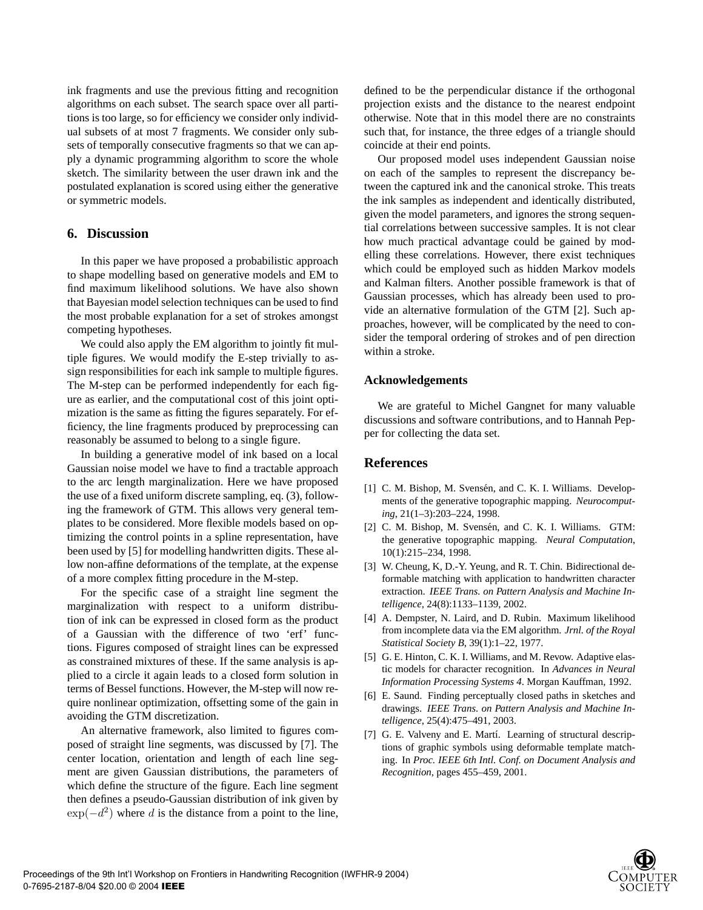ink fragments and use the previous fitting and recognition algorithms on each subset. The search space over all partitions is too large, so for efficiency we consider only individual subsets of at most 7 fragments. We consider only subsets of temporally consecutive fragments so that we can apply a dynamic programming algorithm to score the whole sketch. The similarity between the user drawn ink and the postulated explanation is scored using either the generative or symmetric models.

## 6. Discussion

In this paper we have proposed a probabilistic approach to shape modelling based on generative models and EM to find maximum likelihood solutions. We have also shown that Bayesian model selection techniques can be used to find the most probable explanation for a set of strokes amongst competing hypotheses.

We could also apply the EM algorithm to jointly fit multiple figures. We would modify the E-step trivially to assign responsibilities for each ink sample to multiple figures. The M-step can be performed independently for each figure as earlier, and the computational cost of this joint optimization is the same as fitting the figures separately. For efficiency, the line fragments produced by preprocessing can reasonably be assumed to belong to a single figure.

In building a generative model of ink based on a local Gaussian noise model we have to find a tractable approach to the arc length marginalization. Here we have proposed the use of a fixed uniform discrete sampling, eq. (3), following the framework of GTM. This allows very general templates to be considered. More flexible models based on optimizing the control points in a spline representation, have been used by [5] for modelling handwritten digits. These allow non-affine deformations of the template, at the expense of a more complex fitting procedure in the M-step.

For the specific case of a straight line segment the marginalization with respect to a uniform distribution of ink can be expressed in closed form as the product of a Gaussian with the difference of two 'erf' functions. Figures composed of straight lines can be expressed as constrained mixtures of these. If the same analysis is applied to a circle it again leads to a closed form solution in terms of Bessel functions. However, the M-step will now require nonlinear optimization, offsetting some of the gain in avoiding the GTM discretization.

An alternative framework, also limited to figures composed of straight line segments, was discussed by [7]. The center location, orientation and length of each line segment are given Gaussian distributions, the parameters of which define the structure of the figure. Each line segment then defines a pseudo-Gaussian distribution of ink given by $\exp(-d^2)$ where $d$ is the distance from a point to the line, defined to be the perpendicular distance if the orthogonal projection exists and the distance to the nearest endpoint otherwise. Note that in this model there are no constraints such that, for instance, the three edges of a triangle should coincide at their end points.

Our proposed model uses independent Gaussian noise on each of the samples to represent the discrepancy between the captured ink and the canonical stroke. This treats the ink samples as independent and identically distributed, given the model parameters, and ignores the strong sequential correlations between successive samples. It is not clear how much practical advantage could be gained by modelling these correlations. However, there exist techniques which could be employed such as hidden Markov models and Kalman filters. Another possible framework is that of Gaussian processes, which has already been used to provide an alternative formulation of the GTM [2]. Such approaches, however, will be complicated by the need to consider the temporal ordering of strokes and of pen direction within a stroke.

### Acknowledgements

We are grateful to Michel Gangnet for many valuable discussions and software contributions, and to Hannah Pepper for collecting the data set.

## References

[1] C. M. Bishop, M. Svensén, and C. K. I. Williams. Developments of the generative topographic mapping. *Neurocomputing*, 21(1–3):203–224, 1998.

[2] C. M. Bishop, M. Svensén, and C. K. I. Williams. GTM: the generative topographic mapping. *Neural Computation*, 10(1):215–234, 1998.

[3] W. Cheung, K, D.-Y. Yeung, and R. T. Chin. Bidirectional deformable matching with application to handwritten character extraction. *IEEE Trans. on Pattern Analysis and Machine Intelligence*, 24(8):1133–1139, 2002.

[4] A. Dempster, N. Laird, and D. Rubin. Maximum likelihood from incomplete data via the EM algorithm. *Jrnl. of the Royal Statistical Society B*, 39(1):1–22, 1977.

[5] G. E. Hinton, C. K. I. Williams, and M. Revow. Adaptive elastic models for character recognition. In *Advances in Neural Information Processing Systems 4*. Morgan Kauffman, 1992.

[6] E. Saund. Finding perceptually closed paths in sketches and drawings. *IEEE Trans. on Pattern Analysis and Machine Intelligence*, 25(4):475–491, 2003.

[7] G. E. Valveny and E. Martí. Learning of structural descriptions of graphic symbols using deformable template matching. In *Proc. IEEE 6th Intl. Conf. on Document Analysis and Recognition*, pages 455–459, 2001.